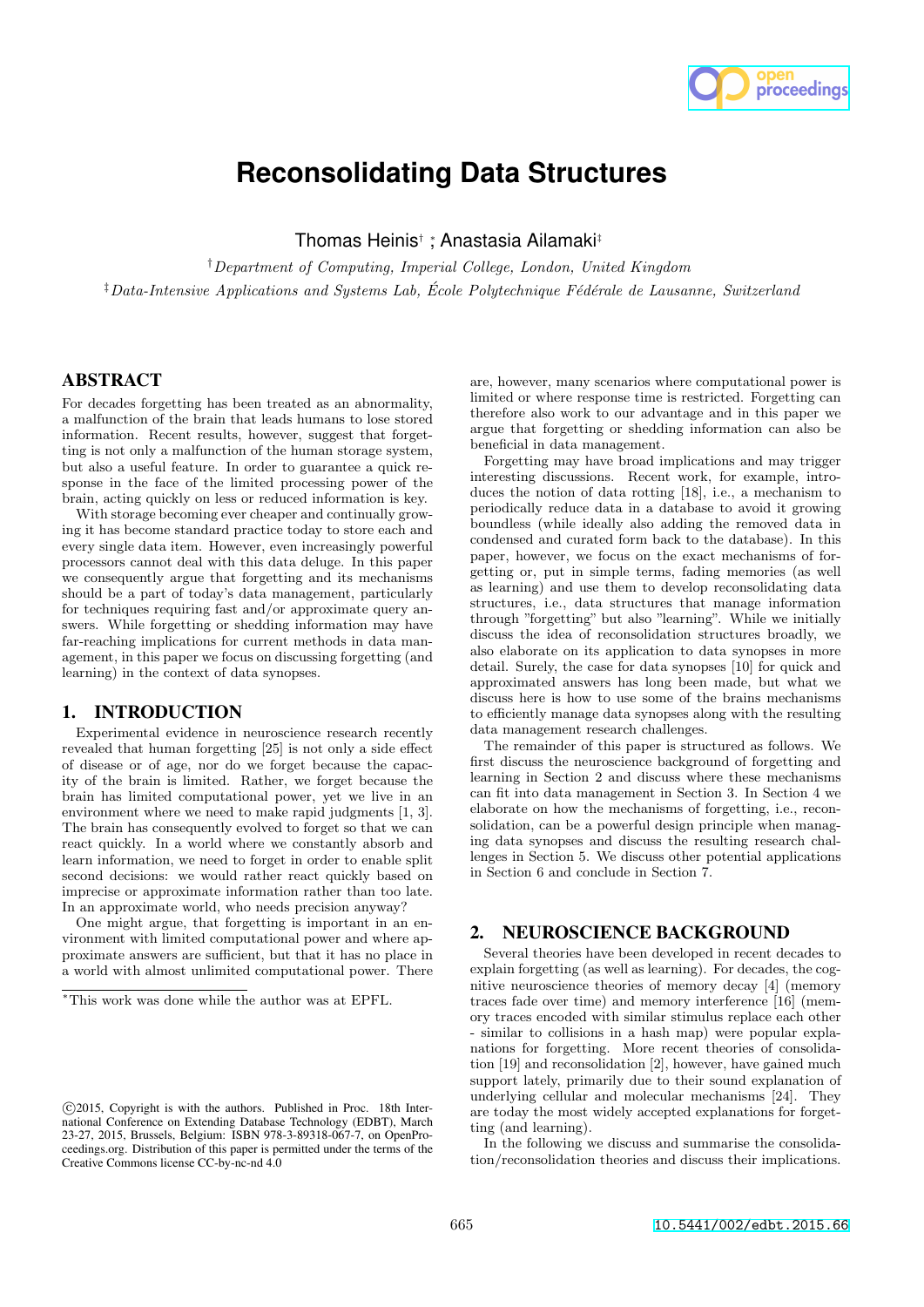# Reconsolidating Data Structures

Thomas Heinis[†] [*], Anastasia Ailamaki[‡]

[†] *Department of Computing, Imperial College, London, United Kingdom*

[‡] *Data-Intensive Applications and Systems Lab, École Polytechnique Fédérale de Lausanne, Switzerland*

## ABSTRACT

For decades forgetting has been treated as an abnormality, a malfunction of the brain that leads humans to lose stored information. Recent results, however, suggest that forgetting is not only a malfunction of the human storage system, but also a useful feature. In order to guarantee a quick response in the face of the limited processing power of the brain, acting quickly on less or reduced information is key.

With storage becoming ever cheaper and continually growing it has become standard practice today to store each and every single data item. However, even increasingly powerful processors cannot deal with this data deluge. In this paper we consequently argue that forgetting and its mechanisms should be a part of today's data management, particularly for techniques requiring fast and/or approximate query answers. While forgetting or shedding information may have far-reaching implications for current methods in data management, in this paper we focus on discussing forgetting (and learning) in the context of data synopses.

## 1. INTRODUCTION

Experimental evidence in neuroscience research recently revealed that human forgetting [25] is not only a side effect of disease or of age, nor do we forget because the capacity of the brain is limited. Rather, we forget because the brain has limited computational power, yet we live in an environment where we need to make rapid judgments [1, 3]. The brain has consequently evolved to forget so that we can react quickly. In a world where we constantly absorb and learn information, we need to forget in order to enable split second decisions: we would rather react quickly based on imprecise or approximate information rather than too late. In an approximate world, who needs precision anyway?

One might argue, that forgetting is important in an environment with limited computational power and where approximate answers are sufficient, but that it has no place in a world with almost unlimited computational power. There are, however, many scenarios where computational power is limited or where response time is restricted. Forgetting can therefore also work to our advantage and in this paper we argue that forgetting or shedding information can also be beneficial in data management.

Forgetting may have broad implications and may trigger interesting discussions. Recent work, for example, introduces the notion of data rotting [18], i.e., a mechanism to periodically reduce data in a database to avoid it growing boundless (while ideally also adding the removed data in condensed and curated form back to the database). In this paper, however, we focus on the exact mechanisms of forgetting or, put in simple terms, fading memories (as well as learning) and use them to develop reconsolidating data structures, i.e., data structures that manage information through "forgetting" but also "learning". While we initially discuss the idea of reconsolidation structures broadly, we also elaborate on its application to data synopses in more detail. Surely, the case for data synopses [10] for quick and approximated answers has long been made, but what we discuss here is how to use some of the brains mechanisms to efficiently manage data synopses along with the resulting data management research challenges.

The remainder of this paper is structured as follows. We first discuss the neuroscience background of forgetting and learning in Section 2 and discuss where these mechanisms can fit into data management in Section 3. In Section 4 we elaborate on how the mechanisms of forgetting, i.e., reconsolidation, can be a powerful design principle when managing data synopses and discuss the resulting research challenges in Section 5. We discuss other potential applications in Section 6 and conclude in Section 7.

## 2. NEUROSCIENCE BACKGROUND

Several theories have been developed in recent decades to explain forgetting (as well as learning). For decades, the cognitive neuroscience theories of memory decay [4] (memory traces fade over time) and memory interference [16] (memory traces encoded with similar stimulus replace each other - similar to collisions in a hash map) were popular explanations for forgetting. More recent theories of consolidation [19] and reconsolidation [2], however, have gained much support lately, primarily due to their sound explanation of underlying cellular and molecular mechanisms [24]. They are today the most widely accepted explanations for forgetting (and learning).

In the following we discuss and summarise the consolidation/reconsolidation theories and discuss their implications.

[*] This work was done while the author was at EPFL.

©2015, Copyright is with the authors. Published in Proc. 18th International Conference on Extending Database Technology (EDBT), March 23-27, 2015, Brussels, Belgium: ISBN 978-3-89318-067-7, on OpenProceedings.org. Distribution of this paper is permitted under the terms of the Creative Commons license CC-by-nc-nd 4.0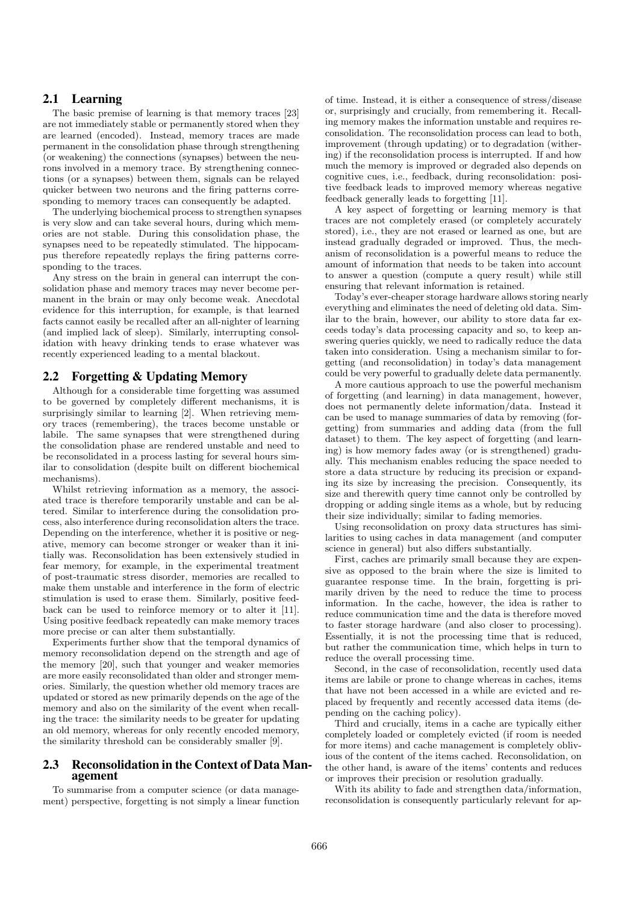## 2.1 Learning

The basic premise of learning is that memory traces [23] are not immediately stable or permanently stored when they are learned (encoded). Instead, memory traces are made permanent in the consolidation phase through strengthening (or weakening) the connections (synapses) between the neurons involved in a memory trace. By strengthening connections (or a synapses) between them, signals can be relayed quicker between two neurons and the firing patterns corresponding to memory traces can consequently be adapted.

The underlying biochemical process to strengthen synapses is very slow and can take several hours, during which memories are not stable. During this consolidation phase, the synapses need to be repeatedly stimulated. The hippocampus therefore repeatedly replays the firing patterns corresponding to the traces.

Any stress on the brain in general can interrupt the consolidation phase and memory traces may never become permanent in the brain or may only become weak. Anecdotal evidence for this interruption, for example, is that learned facts cannot easily be recalled after an all-nighter of learning (and implied lack of sleep). Similarly, interrupting consolidation with heavy drinking tends to erase whatever was recently experienced leading to a mental blackout.

## 2.2 Forgetting & Updating Memory

Although for a considerable time forgetting was assumed to be governed by completely different mechanisms, it is surprisingly similar to learning [2]. When retrieving memory traces (remembering), the traces become unstable or labile. The same synapses that were strengthened during the consolidation phase are rendered unstable and need to be reconsolidated in a process lasting for several hours similar to consolidation (despite built on different biochemical mechanisms).

Whilst retrieving information as a memory, the associated trace is therefore temporarily unstable and can be altered. Similar to interference during the consolidation process, also interference during reconsolidation alters the trace. Depending on the interference, whether it is positive or negative, memory can become stronger or weaker than it initially was. Reconsolidation has been extensively studied in fear memory, for example, in the experimental treatment of post-traumatic stress disorder, memories are recalled to make them unstable and interference in the form of electric stimulation is used to erase them. Similarly, positive feedback can be used to reinforce memory or to alter it [11]. Using positive feedback repeatedly can make memory traces more precise or can alter them substantially.

Experiments further show that the temporal dynamics of memory reconsolidation depend on the strength and age of the memory [20], such that younger and weaker memories are more easily reconsolidated than older and stronger memories. Similarly, the question whether old memory traces are updated or stored as new primarily depends on the age of the memory and also on the similarity of the event when recalling the trace: the similarity needs to be greater for updating an old memory, whereas for only recently encoded memory, the similarity threshold can be considerably smaller [9].

## 2.3 Reconsolidation in the Context of Data Management

To summarise from a computer science (or data management) perspective, forgetting is not simply a linear function of time. Instead, it is either a consequence of stress/disease or, surprisingly and crucially, from remembering it. Recalling memory makes the information unstable and requires reconsolidation. The reconsolidation process can lead to both, improvement (through updating) or to degradation (withering) if the reconsolidation process is interrupted. If and how much the memory is improved or degraded also depends on cognitive cues, i.e., feedback, during reconsolidation: positive feedback leads to improved memory whereas negative feedback generally leads to forgetting [11].

A key aspect of forgetting or learning memory is that traces are not completely erased (or completely accurately stored), i.e., they are not erased or learned as one, but are instead gradually degraded or improved. Thus, the mechanism of reconsolidation is a powerful means to reduce the amount of information that needs to be taken into account to answer a question (compute a query result) while still ensuring that relevant information is retained.

Today's ever-cheaper storage hardware allows storing nearly everything and eliminates the need of deleting old data. Similar to the brain, however, our ability to store data far exceeds today's data processing capacity and so, to keep answering queries quickly, we need to radically reduce the data taken into consideration. Using a mechanism similar to forgetting (and reconsolidation) in today's data management could be very powerful to gradually delete data permanently.

A more cautious approach to use the powerful mechanism of forgetting (and learning) in data management, however, does not permanently delete information/data. Instead it can be used to manage summaries of data by removing (forgetting) from summaries and adding data (from the full dataset) to them. The key aspect of forgetting (and learning) is how memory fades away (or is strengthened) gradually. This mechanism enables reducing the space needed to store a data structure by reducing its precision or expanding its size by increasing the precision. Consequently, its size and therewith query time cannot only be controlled by dropping or adding single items as a whole, but by reducing their size individually; similar to fading memories.

Using reconsolidation on proxy data structures has similarities to using caches in data management (and computer science in general) but also differs substantially.

First, caches are primarily small because they are expensive as opposed to the brain where the size is limited to guarantee response time. In the brain, forgetting is primarily driven by the need to reduce the time to process information. In the cache, however, the idea is rather to reduce communication time and the data is therefore moved to faster storage hardware (and also closer to processing). Essentially, it is not the processing time that is reduced, but rather the communication time, which helps in turn to reduce the overall processing time.

Second, in the case of reconsolidation, recently used data items are labile or prone to change whereas in caches, items that have not been accessed in a while are evicted and replaced by frequently and recently accessed data items (depending on the caching policy).

Third and crucially, items in a cache are typically either completely loaded or completely evicted (if room is needed for more items) and cache management is completely oblivious of the content of the items cached. Reconsolidation, on the other hand, is aware of the items' contents and reduces or improves their precision or resolution gradually.

With its ability to fade and strengthen data/information, reconsolidation is consequently particularly relevant for ap-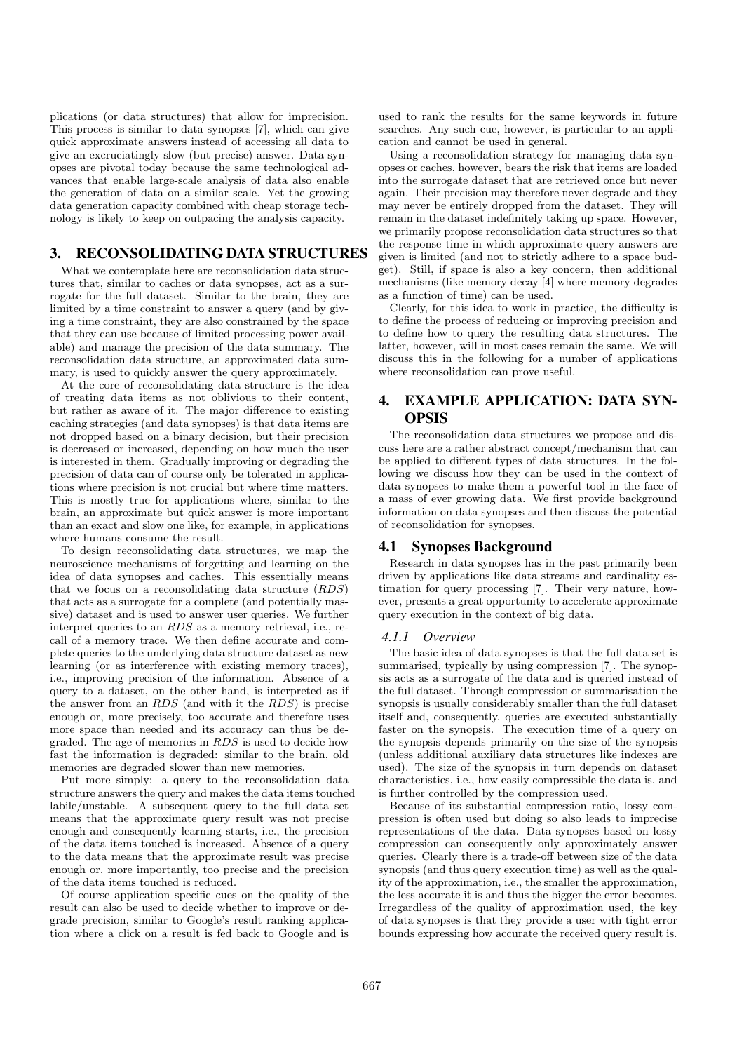plications (or data structures) that allow for imprecision. This process is similar to data synopses [7], which can give quick approximate answers instead of accessing all data to give an excruciatingly slow (but precise) answer. Data synopses are pivotal today because the same technological advances that enable large-scale analysis of data also enable the generation of data on a similar scale. Yet the growing data generation capacity combined with cheap storage technology is likely to keep on outpacing the analysis capacity.

## 3. RECONSOLIDATING DATA STRUCTURES

What we contemplate here are reconsolidation data structures that, similar to caches or data synopses, act as a surrogate for the full dataset. Similar to the brain, they are limited by a time constraint to answer a query (and by giving a time constraint, they are also constrained by the space that they can use because of limited processing power available) and manage the precision of the data summary. The reconsolidation data structure, an approximated data summary, is used to quickly answer the query approximately.

At the core of reconsolidating data structure is the idea of treating data items as not oblivious to their content, but rather as aware of it. The major difference to existing caching strategies (and data synopses) is that data items are not dropped based on a binary decision, but their precision is decreased or increased, depending on how much the user is interested in them. Gradually improving or degrading the precision of data can of course only be tolerated in applications where precision is not crucial but where time matters. This is mostly true for applications where, similar to the brain, an approximate but quick answer is more important than an exact and slow one like, for example, in applications where humans consume the result.

To design reconsolidating data structures, we map the neuroscience mechanisms of forgetting and learning on the idea of data synopses and caches. This essentially means that we focus on a reconsolidating data structure (*RDS*) that acts as a surrogate for a complete (and potentially massive) dataset and is used to answer user queries. We further interpret queries to an *RDS* as a memory retrieval, i.e., recall of a memory trace. We then define accurate and complete queries to the underlying data structure dataset as new learning (or as interference with existing memory traces), i.e., improving precision of the information. Absence of a query to a dataset, on the other hand, is interpreted as if the answer from an *RDS* (and with it the *RDS*) is precise enough or, more precisely, too accurate and therefore uses more space than needed and its accuracy can thus be degraded. The age of memories in *RDS* is used to decide how fast the information is degraded: similar to the brain, old memories are degraded slower than new memories.

Put more simply: a query to the reconsolidation data structure answers the query and makes the data items touched labile/unstable. A subsequent query to the full data set means that the approximate query result was not precise enough and consequently learning starts, i.e., the precision of the data items touched is increased. Absence of a query to the data means that the approximate result was precise enough or, more importantly, too precise and the precision of the data items touched is reduced.

Of course application specific cues on the quality of the result can also be used to decide whether to improve or degrade precision, similar to Google's result ranking application where a click on a result is fed back to Google and is used to rank the results for the same keywords in future searches. Any such cue, however, is particular to an application and cannot be used in general.

Using a reconsolidation strategy for managing data synopses or caches, however, bears the risk that items are loaded into the surrogate dataset that are retrieved once but never again. Their precision may therefore never degrade and they may never be entirely dropped from the dataset. They will remain in the dataset indefinitely taking up space. However, we primarily propose reconsolidation data structures so that the response time in which approximate query answers are given is limited (and not to strictly adhere to a space budget). Still, if space is also a key concern, then additional mechanisms (like memory decay [4] where memory degrades as a function of time) can be used.

Clearly, for this idea to work in practice, the difficulty is to define the process of reducing or improving precision and to define how to query the resulting data structures. The latter, however, will in most cases remain the same. We will discuss this in the following for a number of applications where reconsolidation can prove useful.

## 4. EXAMPLE APPLICATION: DATA SYNOPSIS

The reconsolidation data structures we propose and discuss here are a rather abstract concept/mechanism that can be applied to different types of data structures. In the following we discuss how they can be used in the context of data synopses to make them a powerful tool in the face of a mass of ever growing data. We first provide background information on data synopses and then discuss the potential of reconsolidation for synopses.

### 4.1 Synopses Background

Research in data synopses has in the past primarily been driven by applications like data streams and cardinality estimation for query processing [7]. Their very nature, however, presents a great opportunity to accelerate approximate query execution in the context of big data.

#### *4.1.1 Overview*

The basic idea of data synopses is that the full data set is summarised, typically by using compression [7]. The synopsis acts as a surrogate of the data and is queried instead of the full dataset. Through compression or summarisation the synopsis is usually considerably smaller than the full dataset itself and, consequently, queries are executed substantially faster on the synopsis. The execution time of a query on the synopsis depends primarily on the size of the synopsis (unless additional auxiliary data structures like indexes are used). The size of the synopsis in turn depends on dataset characteristics, i.e., how easily compressible the data is, and is further controlled by the compression used.

Because of its substantial compression ratio, lossy compression is often used but doing so also leads to imprecise representations of the data. Data synopses based on lossy compression can consequently only approximately answer queries. Clearly there is a trade-off between size of the data synopsis (and thus query execution time) as well as the quality of the approximation, i.e., the smaller the approximation, the less accurate it is and thus the bigger the error becomes. Irregardless of the quality of approximation used, the key of data synopses is that they provide a user with tight error bounds expressing how accurate the received query result is.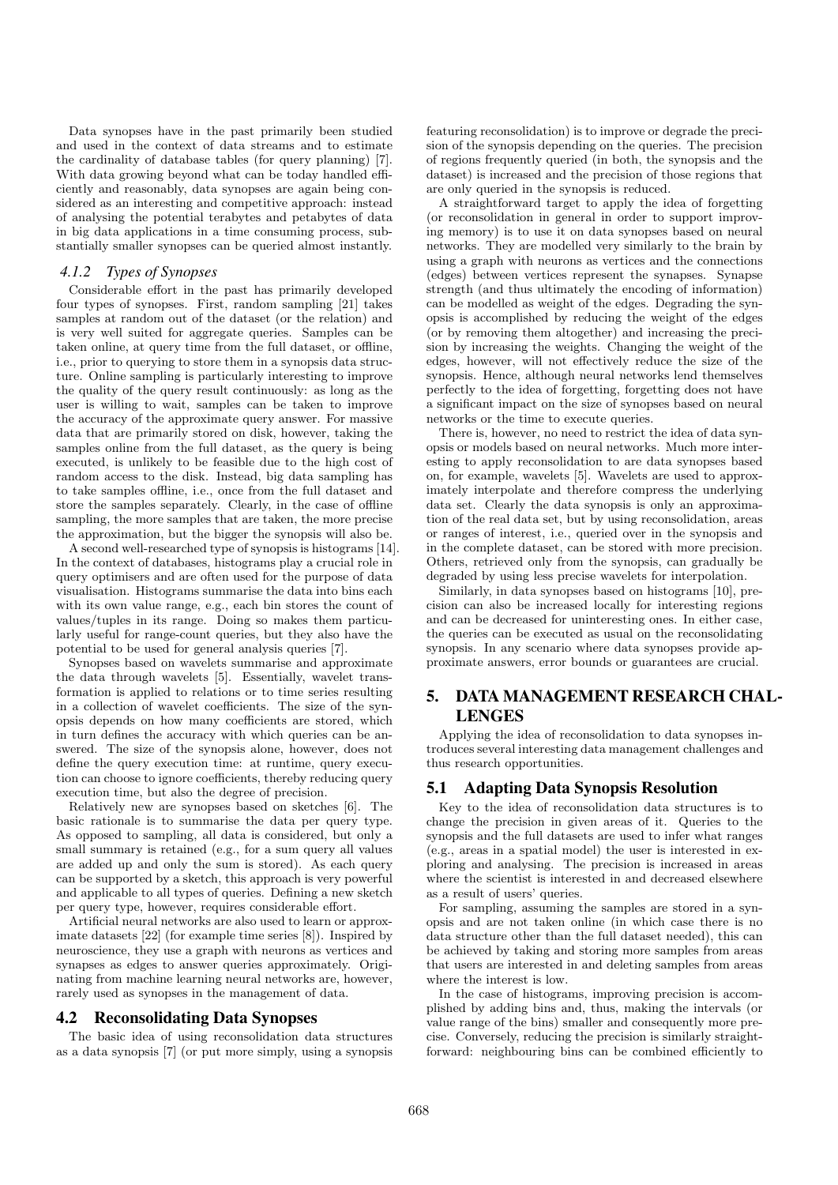Data synopses have in the past primarily been studied and used in the context of data streams and to estimate the cardinality of database tables (for query planning) [7]. With data growing beyond what can be today handled efficiently and reasonably, data synopses are again being considered as an interesting and competitive approach: instead of analysing the potential terabytes and petabytes of data in big data applications in a time consuming process, substantially smaller synopses can be queried almost instantly.

#### *4.1.2 Types of Synopses*

Considerable effort in the past has primarily developed four types of synopses. First, random sampling [21] takes samples at random out of the dataset (or the relation) and is very well suited for aggregate queries. Samples can be taken online, at query time from the full dataset, or offline, i.e., prior to querying to store them in a synopsis data structure. Online sampling is particularly interesting to improve the quality of the query result continuously: as long as the user is willing to wait, samples can be taken to improve the accuracy of the approximate query answer. For massive data that are primarily stored on disk, however, taking the samples online from the full dataset, as the query is being executed, is unlikely to be feasible due to the high cost of random access to the disk. Instead, big data sampling has to take samples offline, i.e., once from the full dataset and store the samples separately. Clearly, in the case of offline sampling, the more samples that are taken, the more precise the approximation, but the bigger the synopsis will also be.

A second well-researched type of synopsis is histograms [14]. In the context of databases, histograms play a crucial role in query optimisers and are often used for the purpose of data visualisation. Histograms summarise the data into bins each with its own value range, e.g., each bin stores the count of values/tuples in its range. Doing so makes them particularly useful for range-count queries, but they also have the potential to be used for general analysis queries [7].

Synopses based on wavelets summarise and approximate the data through wavelets [5]. Essentially, wavelet transformation is applied to relations or to time series resulting in a collection of wavelet coefficients. The size of the synopsis depends on how many coefficients are stored, which in turn defines the accuracy with which queries can be answered. The size of the synopsis alone, however, does not define the query execution time: at runtime, query execution can choose to ignore coefficients, thereby reducing query execution time, but also the degree of precision.

Relatively new are synopses based on sketches [6]. The basic rationale is to summarise the data per query type. As opposed to sampling, all data is considered, but only a small summary is retained (e.g., for a sum query all values are added up and only the sum is stored). As each query can be supported by a sketch, this approach is very powerful and applicable to all types of queries. Defining a new sketch per query type, however, requires considerable effort.

Artificial neural networks are also used to learn or approximate datasets [22] (for example time series [8]). Inspired by neuroscience, they use a graph with neurons as vertices and synapses as edges to answer queries approximately. Originating from machine learning neural networks are, however, rarely used as synopses in the management of data.

### 4.2 Reconsolidating Data Synopses

The basic idea of using reconsolidation data structures as a data synopsis [7] (or put more simply, using a synopsis featuring reconsolidation) is to improve or degrade the precision of the synopsis depending on the queries. The precision of regions frequently queried (in both, the synopsis and the dataset) is increased and the precision of those regions that are only queried in the synopsis is reduced.

A straightforward target to apply the idea of forgetting (or reconsolidation in general in order to support improving memory) is to use it on data synopses based on neural networks. They are modelled very similarly to the brain by using a graph with neurons as vertices and the connections (edges) between vertices represent the synapses. Synapse strength (and thus ultimately the encoding of information) can be modelled as weight of the edges. Degrading the synopsis is accomplished by reducing the weight of the edges (or by removing them altogether) and increasing the precision by increasing the weights. Changing the weight of the edges, however, will not effectively reduce the size of the synopsis. Hence, although neural networks lend themselves perfectly to the idea of forgetting, forgetting does not have a significant impact on the size of synopses based on neural networks or the time to execute queries.

There is, however, no need to restrict the idea of data synopsis or models based on neural networks. Much more interesting to apply reconsolidation to are data synopses based on, for example, wavelets [5]. Wavelets are used to approximately interpolate and therefore compress the underlying data set. Clearly the data synopsis is only an approximation of the real data set, but by using reconsolidation, areas or ranges of interest, i.e., queried over in the synopsis and in the complete dataset, can be stored with more precision. Others, retrieved only from the synopsis, can gradually be degraded by using less precise wavelets for interpolation.

Similarly, in data synopses based on histograms [10], precision can also be increased locally for interesting regions and can be decreased for uninteresting ones. In either case, the queries can be executed as usual on the reconsolidating synopsis. In any scenario where data synopses provide approximate answers, error bounds or guarantees are crucial.

## 5. DATA MANAGEMENT RESEARCH CHALLENGES

Applying the idea of reconsolidation to data synopses introduces several interesting data management challenges and thus research opportunities.

### 5.1 Adapting Data Synopsis Resolution

Key to the idea of reconsolidation data structures is to change the precision in given areas of it. Queries to the synopsis and the full datasets are used to infer what ranges (e.g., areas in a spatial model) the user is interested in exploring and analysing. The precision is increased in areas where the scientist is interested in and decreased elsewhere as a result of users' queries.

For sampling, assuming the samples are stored in a synopsis and are not taken online (in which case there is no data structure other than the full dataset needed), this can be achieved by taking and storing more samples from areas that users are interested in and deleting samples from areas where the interest is low.

In the case of histograms, improving precision is accomplished by adding bins and, thus, making the intervals (or value range of the bins) smaller and consequently more precise. Conversely, reducing the precision is similarly straightforward: neighbouring bins can be combined efficiently to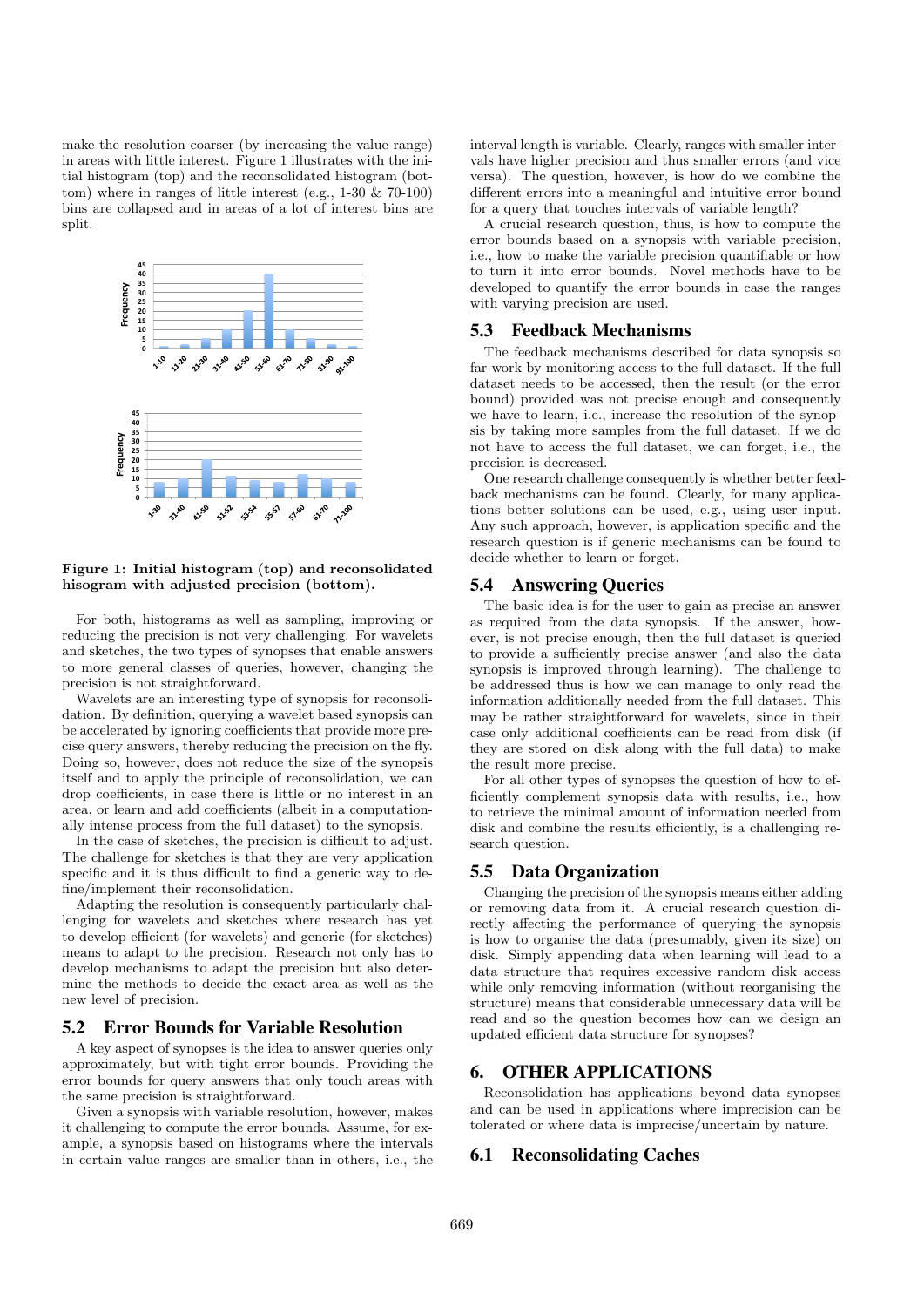make the resolution coarser (by increasing the value range) in areas with little interest. Figure 1 illustrates with the initial histogram (top) and the reconsolidated histogram (bottom) where in ranges of little interest (e.g., 1-30 & 70-100) bins are collapsed and in areas of a lot of interest bins are split.

**Figure 1: Initial histogram (top) and reconsolidated hisogram with adjusted precision (bottom).**

For both, histograms as well as sampling, improving or reducing the precision is not very challenging. For wavelets and sketches, the two types of synopses that enable answers to more general classes of queries, however, changing the precision is not straightforward.

Wavelets are an interesting type of synopsis for reconsolidation. By definition, querying a wavelet based synopsis can be accelerated by ignoring coefficients that provide more precise query answers, thereby reducing the precision on the fly. Doing so, however, does not reduce the size of the synopsis itself and to apply the principle of reconsolidation, we can drop coefficients, in case there is little or no interest in an area, or learn and add coefficients (albeit in a computationally intense process from the full dataset) to the synopsis.

In the case of sketches, the precision is difficult to adjust. The challenge for sketches is that they are very application specific and it is thus difficult to find a generic way to define/implement their reconsolidation.

Adapting the resolution is consequently particularly challenging for wavelets and sketches where research has yet to develop efficient (for wavelets) and generic (for sketches) means to adapt to the precision. Research not only has to develop mechanisms to adapt the precision but also determine the methods to decide the exact area as well as the new level of precision.

## 5.2 Error Bounds for Variable Resolution

A key aspect of synopses is the idea to answer queries only approximately, but with tight error bounds. Providing the error bounds for query answers that only touch areas with the same precision is straightforward.

Given a synopsis with variable resolution, however, makes it challenging to compute the error bounds. Assume, for example, a synopsis based on histograms where the intervals in certain value ranges are smaller than in others, i.e., the interval length is variable. Clearly, ranges with smaller intervals have higher precision and thus smaller errors (and vice versa). The question, however, is how do we combine the different errors into a meaningful and intuitive error bound for a query that touches intervals of variable length?

A crucial research question, thus, is how to compute the error bounds based on a synopsis with variable precision, i.e., how to make the variable precision quantifiable or how to turn it into error bounds. Novel methods have to be developed to quantify the error bounds in case the ranges with varying precision are used.

## 5.3 Feedback Mechanisms

The feedback mechanisms described for data synopsis so far work by monitoring access to the full dataset. If the full dataset needs to be accessed, then the result (or the error bound) provided was not precise enough and consequently we have to learn, i.e., increase the resolution of the synopsis by taking more samples from the full dataset. If we do not have to access the full dataset, we can forget, i.e., the precision is decreased.

One research challenge consequently is whether better feedback mechanisms can be found. Clearly, for many applications better solutions can be used, e.g., using user input. Any such approach, however, is application specific and the research question is if generic mechanisms can be found to decide whether to learn or forget.

## 5.4 Answering Queries

The basic idea is for the user to gain as precise an answer as required from the data synopsis. If the answer, however, is not precise enough, then the full dataset is queried to provide a sufficiently precise answer (and also the data synopsis is improved through learning). The challenge to be addressed thus is how we can manage to only read the information additionally needed from the full dataset. This may be rather straightforward for wavelets, since in their case only additional coefficients can be read from disk (if they are stored on disk along with the full data) to make the result more precise.

For all other types of synopses the question of how to efficiently complement synopsis data with results, i.e., how to retrieve the minimal amount of information needed from disk and combine the results efficiently, is a challenging research question.

## 5.5 Data Organization

Changing the precision of the synopsis means either adding or removing data from it. A crucial research question directly affecting the performance of querying the synopsis is how to organise the data (presumably, given its size) on disk. Simply appending data when learning will lead to a data structure that requires excessive random disk access while only removing information (without reorganising the structure) means that considerable unnecessary data will be read and so the question becomes how can we design an updated efficient data structure for synopses?

# 6. OTHER APPLICATIONS

Reconsolidation has applications beyond data synopses and can be used in applications where imprecision can be tolerated or where data is imprecise/uncertain by nature.

## 6.1 Reconsolidating Caches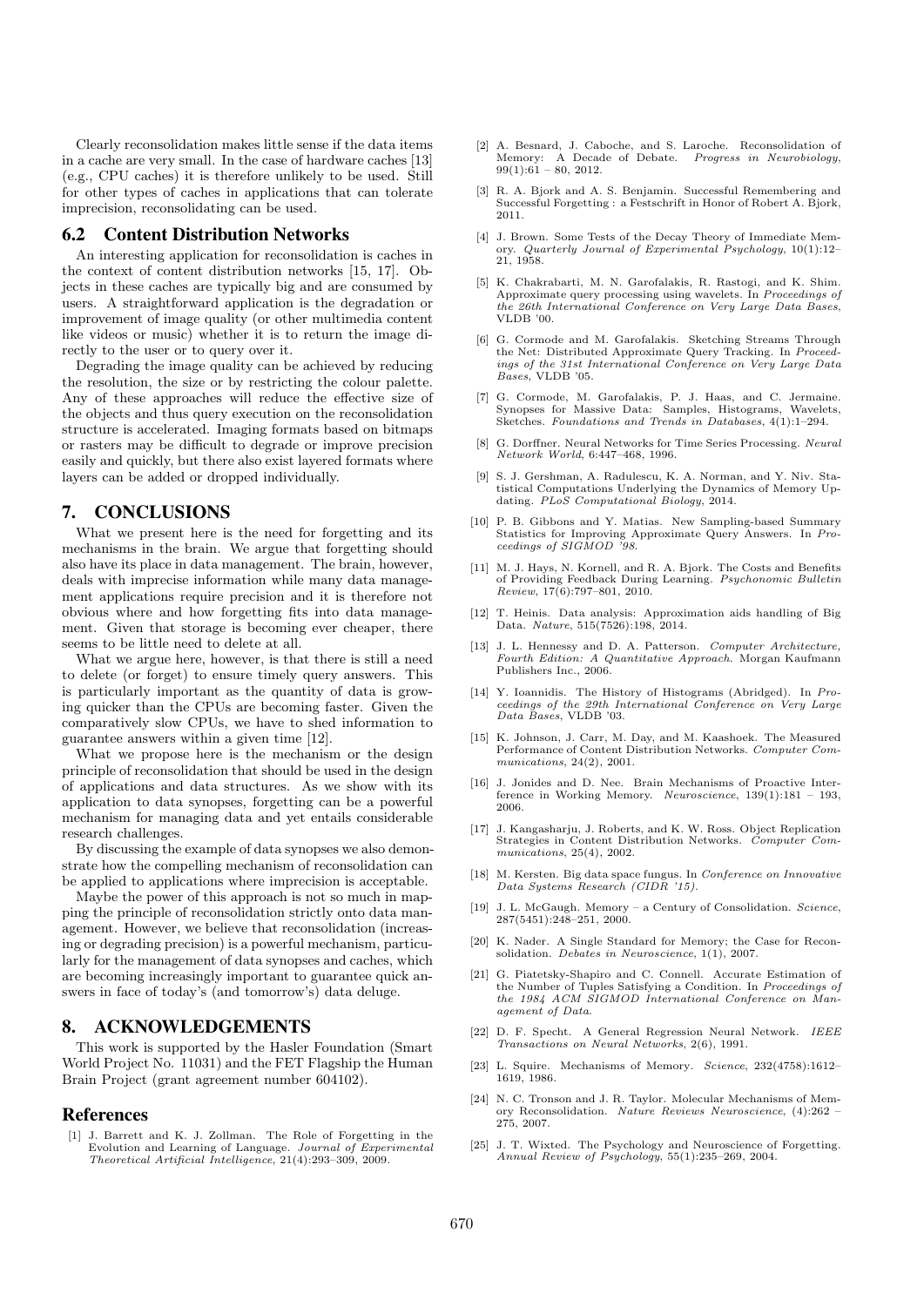Clearly reconsolidation makes little sense if the data items in a cache are very small. In the case of hardware caches [13] (e.g., CPU caches) it is therefore unlikely to be used. Still for other types of caches in applications that can tolerate imprecision, reconsolidating can be used.

## 6.2 Content Distribution Networks

An interesting application for reconsolidation is caches in the context of content distribution networks [15, 17]. Objects in these caches are typically big and are consumed by users. A straightforward application is the degradation or improvement of image quality (or other multimedia content like videos or music) whether it is to return the image directly to the user or to query over it.

Degrading the image quality can be achieved by reducing the resolution, the size or by restricting the colour palette. Any of these approaches will reduce the effective size of the objects and thus query execution on the reconsolidation structure is accelerated. Imaging formats based on bitmaps or rasters may be difficult to degrade or improve precision easily and quickly, but there also exist layered formats where layers can be added or dropped individually.

# 7. CONCLUSIONS

What we present here is the need for forgetting and its mechanisms in the brain. We argue that forgetting should also have its place in data management. The brain, however, deals with imprecise information while many data management applications require precision and it is therefore not obvious where and how forgetting fits into data management. Given that storage is becoming ever cheaper, there seems to be little need to delete at all.

What we argue here, however, is that there is still a need to delete (or forget) to ensure timely query answers. This is particularly important as the quantity of data is growing quicker than the CPUs are becoming faster. Given the comparatively slow CPUs, we have to shed information to guarantee answers within a given time [12].

What we propose here is the mechanism or the design principle of reconsolidation that should be used in the design of applications and data structures. As we show with its application to data synopses, forgetting can be a powerful mechanism for managing data and yet entails considerable research challenges.

By discussing the example of data synopses we also demonstrate how the compelling mechanism of reconsolidation can be applied to applications where imprecision is acceptable.

Maybe the power of this approach is not so much in mapping the principle of reconsolidation strictly onto data management. However, we believe that reconsolidation (increasing or degrading precision) is a powerful mechanism, particularly for the management of data synopses and caches, which are becoming increasingly important to guarantee quick answers in face of today's (and tomorrow's) data deluge.

# 8. ACKNOWLEDGEMENTS

This work is supported by the Hasler Foundation (Smart World Project No. 11031) and the FET Flagship the Human Brain Project (grant agreement number 604102).

## References

[1] J. Barrett and K. J. Zollman. The Role of Forgetting in the Evolution and Learning of Language. *Journal of Experimental Theoretical Artificial Intelligence*, 21(4):293–309, 2009.

[2] A. Besnard, J. Caboche, and S. Laroche. Reconsolidation of Memory: A Decade of Debate. *Progress in Neurobiology*, 99(1):61 – 80, 2012.

[3] R. A. Bjork and A. S. Benjamin. Successful Remembering and Successful Forgetting : a Festschrift in Honor of Robert A. Bjork, 2011.

[4] J. Brown. Some Tests of the Decay Theory of Immediate Memory. *Quarterly Journal of Experimental Psychology*, 10(1):12–21, 1958.

[5] K. Chakrabarti, M. N. Garofalakis, R. Rastogi, and K. Shim. Approximate query processing using wavelets. In *Proceedings of the 26th International Conference on Very Large Data Bases*, VLDB '00.

[6] G. Cormode and M. Garofalakis. Sketching Streams Through the Net: Distributed Approximate Query Tracking. In *Proceedings of the 31st International Conference on Very Large Data Bases*, VLDB '05.

[7] G. Cormode, M. Garofalakis, P. J. Haas, and C. Jermaine. Synopses for Massive Data: Samples, Histograms, Wavelets, Sketches. *Foundations and Trends in Databases*, 4(1):1–294.

[8] G. Dorffner. Neural Networks for Time Series Processing. *Neural Network World*, 6:447–468, 1996.

[9] S. J. Gershman, A. Radulescu, K. A. Norman, and Y. Niv. Statistical Computations Underlying the Dynamics of Memory Updating. *PLoS Computational Biology*, 2014.

[10] P. B. Gibbons and Y. Matias. New Sampling-based Summary Statistics for Improving Approximate Query Answers. In *Proceedings of SIGMOD '98*.

[11] M. J. Hays, N. Kornell, and R. A. Bjork. The Costs and Benefits of Providing Feedback During Learning. *Psychonomic Bulletin Review*, 17(6):797–801, 2010.

[12] T. Heinis. Data analysis: Approximation aids handling of Big Data. *Nature*, 515(7526):198, 2014.

[13] J. L. Hennessy and D. A. Patterson. *Computer Architecture, Fourth Edition: A Quantitative Approach*. Morgan Kaufmann Publishers Inc., 2006.

[14] Y. Ioannidis. The History of Histograms (Abridged). In *Proceedings of the 29th International Conference on Very Large Data Bases*, VLDB '03.

[15] K. Johnson, J. Carr, M. Day, and M. Kaashoek. The Measured Performance of Content Distribution Networks. *Computer Communications*, 24(2), 2001.

[16] J. Jonides and D. Nee. Brain Mechanisms of Proactive Interference in Working Memory. *Neuroscience*, 139(1):181 – 193, 2006.

[17] J. Kangasharju, J. Roberts, and K. W. Ross. Object Replication Strategies in Content Distribution Networks. *Computer Communications*, 25(4), 2002.

[18] M. Kersten. Big data space fungus. In *Conference on Innovative Data Systems Research (CIDR '15)*.

[19] J. L. McGaugh. Memory – a Century of Consolidation. *Science*, 287(5451):248–251, 2000.

[20] K. Nader. A Single Standard for Memory; the Case for Reconsolidation. *Debates in Neuroscience*, 1(1), 2007.

[21] G. Piatetsky-Shapiro and C. Connell. Accurate Estimation of the Number of Tuples Satisfying a Condition. In *Proceedings of the 1984 ACM SIGMOD International Conference on Management of Data*.

[22] D. F. Specht. A General Regression Neural Network. *IEEE Transactions on Neural Networks*, 2(6), 1991.

[23] L. Squire. Mechanisms of Memory. *Science*, 232(4758):1612–1619, 1986.

[24] N. C. Tronson and J. R. Taylor. Molecular Mechanisms of Memory Reconsolidation. *Nature Reviews Neuroscience*, (4):262 – 275, 2007.

[25] J. T. Wixted. The Psychology and Neuroscience of Forgetting. *Annual Review of Psychology*, 55(1):235–269, 2004.